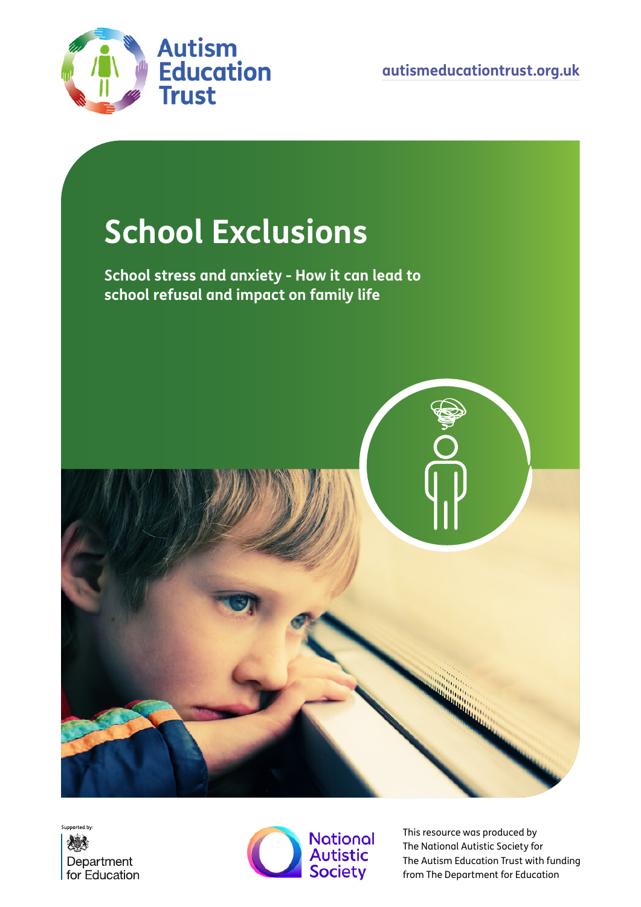Autism Education Trust

autismeducationtrust.org.uk

# School Exclusions

## School stress and anxiety - How it can lead to school refusal and impact on family life

Supported by: Department for Education

National Autistic Society

This resource was produced by The National Autistic Society for The Autism Education Trust with funding from The Department for Education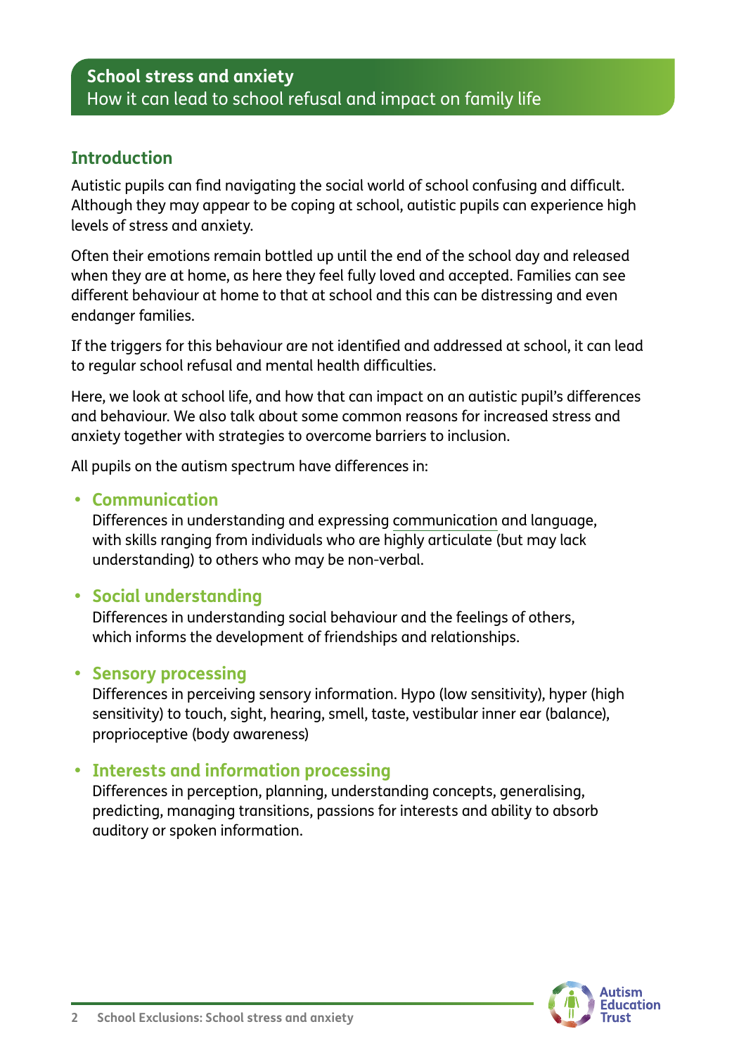## School stress and anxiety

How it can lead to school refusal and impact on family life

### Introduction

Autistic pupils can find navigating the social world of school confusing and difficult. Although they may appear to be coping at school, autistic pupils can experience high levels of stress and anxiety.

Often their emotions remain bottled up until the end of the school day and released when they are at home, as here they feel fully loved and accepted. Families can see different behaviour at home to that at school and this can be distressing and even endanger families.

If the triggers for this behaviour are not identified and addressed at school, it can lead to regular school refusal and mental health difficulties.

Here, we look at school life, and how that can impact on an autistic pupil's differences and behaviour. We also talk about some common reasons for increased stress and anxiety together with strategies to overcome barriers to inclusion.

All pupils on the autism spectrum have differences in:

- **Communication**
  Differences in understanding and expressing communication and language, with skills ranging from individuals who are highly articulate (but may lack understanding) to others who may be non-verbal.

- **Social understanding**
  Differences in understanding social behaviour and the feelings of others, which informs the development of friendships and relationships.

- **Sensory processing**
  Differences in perceiving sensory information. Hypo (low sensitivity), hyper (high sensitivity) to touch, sight, hearing, smell, taste, vestibular inner ear (balance), proprioceptive (body awareness)

- **Interests and information processing**
  Differences in perception, planning, understanding concepts, generalising, predicting, managing transitions, passions for interests and ability to absorb auditory or spoken information.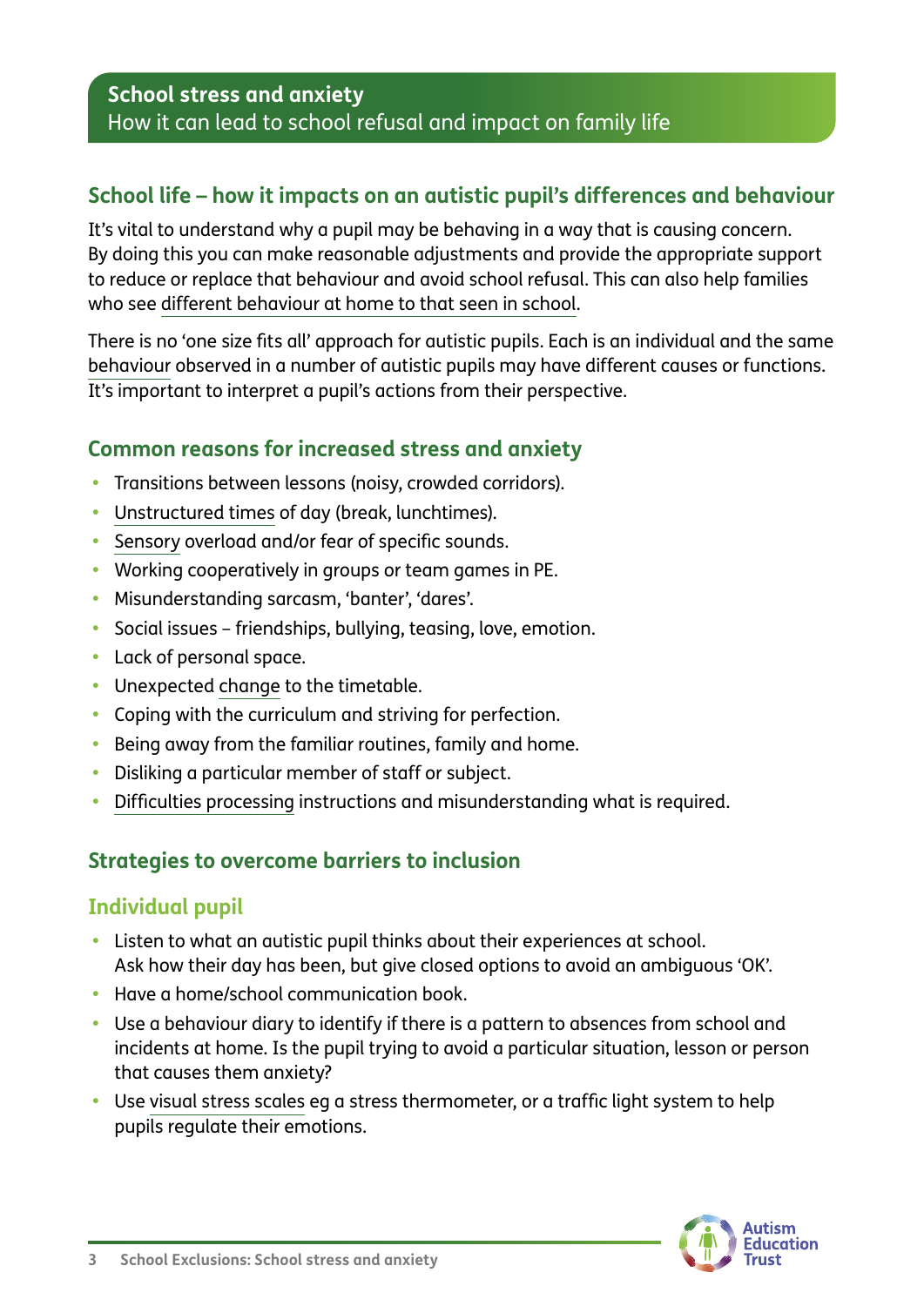## School stress and anxiety

How it can lead to school refusal and impact on family life

### School life – how it impacts on an autistic pupil's differences and behaviour

It's vital to understand why a pupil may be behaving in a way that is causing concern. By doing this you can make reasonable adjustments and provide the appropriate support to reduce or replace that behaviour and avoid school refusal. This can also help families who see different behaviour at home to that seen in school.

There is no 'one size fits all' approach for autistic pupils. Each is an individual and the same behaviour observed in a number of autistic pupils may have different causes or functions. It's important to interpret a pupil's actions from their perspective.

### Common reasons for increased stress and anxiety

- Transitions between lessons (noisy, crowded corridors).
- Unstructured times of day (break, lunchtimes).
- Sensory overload and/or fear of specific sounds.
- Working cooperatively in groups or team games in PE.
- Misunderstanding sarcasm, 'banter', 'dares'.
- Social issues – friendships, bullying, teasing, love, emotion.
- Lack of personal space.
- Unexpected change to the timetable.
- Coping with the curriculum and striving for perfection.
- Being away from the familiar routines, family and home.
- Disliking a particular member of staff or subject.
- Difficulties processing instructions and misunderstanding what is required.

### Strategies to overcome barriers to inclusion

#### Individual pupil

- Listen to what an autistic pupil thinks about their experiences at school. Ask how their day has been, but give closed options to avoid an ambiguous 'OK'.
- Have a home/school communication book.
- Use a behaviour diary to identify if there is a pattern to absences from school and incidents at home. Is the pupil trying to avoid a particular situation, lesson or person that causes them anxiety?
- Use visual stress scales eg a stress thermometer, or a traffic light system to help pupils regulate their emotions.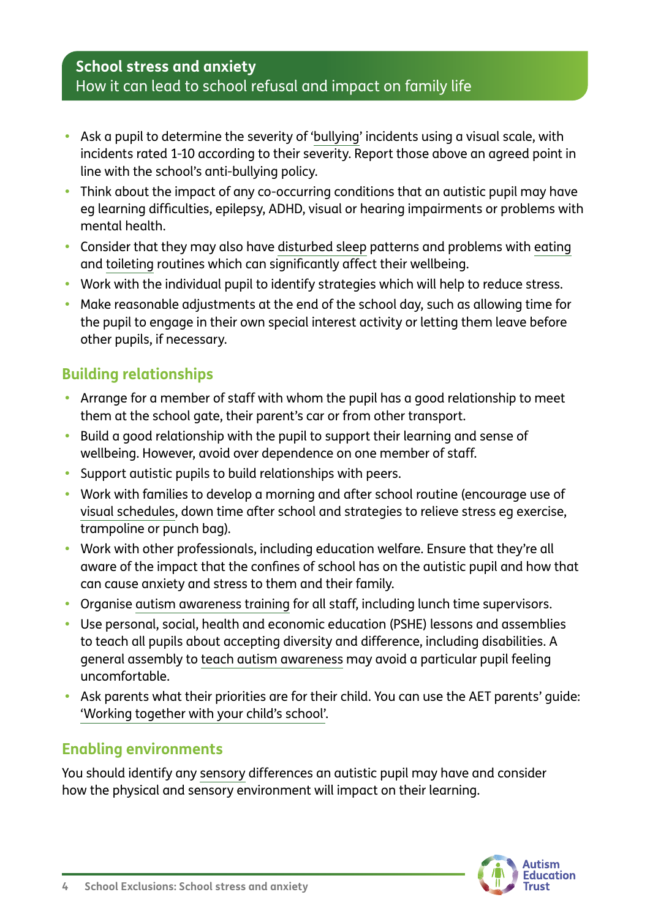## School stress and anxiety
How it can lead to school refusal and impact on family life

- Ask a pupil to determine the severity of 'bullying' incidents using a visual scale, with incidents rated 1-10 according to their severity. Report those above an agreed point in line with the school's anti-bullying policy.
- Think about the impact of any co-occurring conditions that an autistic pupil may have eg learning difficulties, epilepsy, ADHD, visual or hearing impairments or problems with mental health.
- Consider that they may also have disturbed sleep patterns and problems with eating and toileting routines which can significantly affect their wellbeing.
- Work with the individual pupil to identify strategies which will help to reduce stress.
- Make reasonable adjustments at the end of the school day, such as allowing time for the pupil to engage in their own special interest activity or letting them leave before other pupils, if necessary.

### Building relationships

- Arrange for a member of staff with whom the pupil has a good relationship to meet them at the school gate, their parent's car or from other transport.
- Build a good relationship with the pupil to support their learning and sense of wellbeing. However, avoid over dependence on one member of staff.
- Support autistic pupils to build relationships with peers.
- Work with families to develop a morning and after school routine (encourage use of visual schedules, down time after school and strategies to relieve stress eg exercise, trampoline or punch bag).
- Work with other professionals, including education welfare. Ensure that they're all aware of the impact that the confines of school has on the autistic pupil and how that can cause anxiety and stress to them and their family.
- Organise autism awareness training for all staff, including lunch time supervisors.
- Use personal, social, health and economic education (PSHE) lessons and assemblies to teach all pupils about accepting diversity and difference, including disabilities. A general assembly to teach autism awareness may avoid a particular pupil feeling uncomfortable.
- Ask parents what their priorities are for their child. You can use the AET parents' guide: 'Working together with your child's school'.

### Enabling environments

You should identify any sensory differences an autistic pupil may have and consider how the physical and sensory environment will impact on their learning.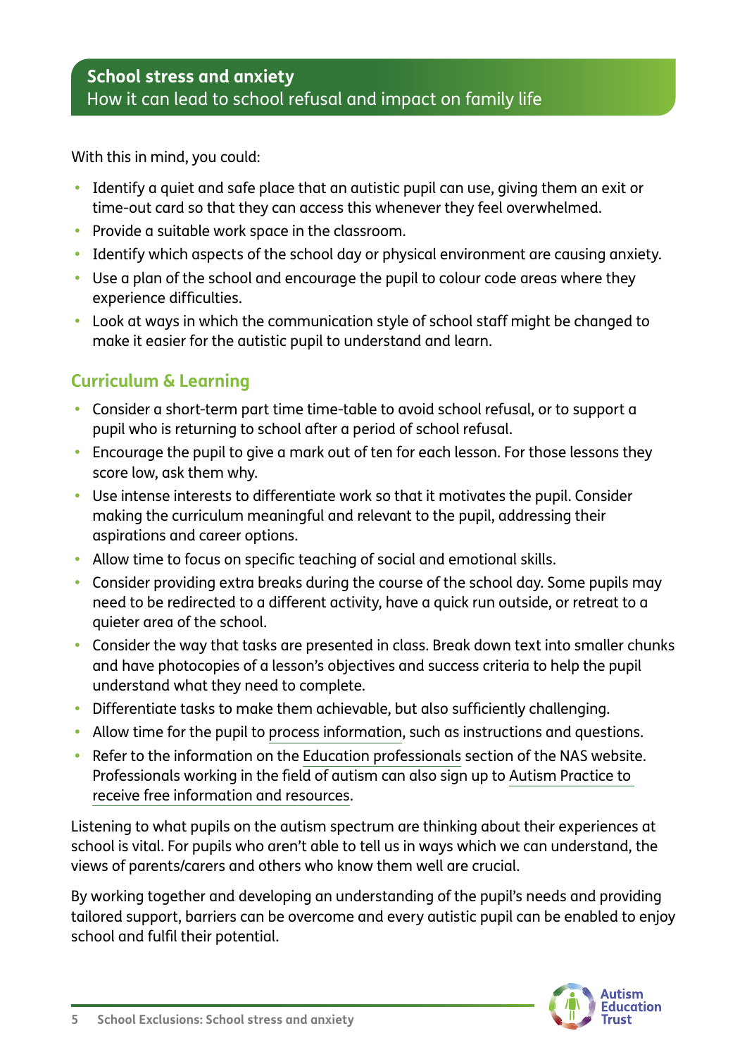## School stress and anxiety
How it can lead to school refusal and impact on family life

With this in mind, you could:

- Identify a quiet and safe place that an autistic pupil can use, giving them an exit or time-out card so that they can access this whenever they feel overwhelmed.
- Provide a suitable work space in the classroom.
- Identify which aspects of the school day or physical environment are causing anxiety.
- Use a plan of the school and encourage the pupil to colour code areas where they experience difficulties.
- Look at ways in which the communication style of school staff might be changed to make it easier for the autistic pupil to understand and learn.

### Curriculum & Learning

- Consider a short-term part time time-table to avoid school refusal, or to support a pupil who is returning to school after a period of school refusal.
- Encourage the pupil to give a mark out of ten for each lesson. For those lessons they score low, ask them why.
- Use intense interests to differentiate work so that it motivates the pupil. Consider making the curriculum meaningful and relevant to the pupil, addressing their aspirations and career options.
- Allow time to focus on specific teaching of social and emotional skills.
- Consider providing extra breaks during the course of the school day. Some pupils may need to be redirected to a different activity, have a quick run outside, or retreat to a quieter area of the school.
- Consider the way that tasks are presented in class. Break down text into smaller chunks and have photocopies of a lesson's objectives and success criteria to help the pupil understand what they need to complete.
- Differentiate tasks to make them achievable, but also sufficiently challenging.
- Allow time for the pupil to process information, such as instructions and questions.
- Refer to the information on the Education professionals section of the NAS website. Professionals working in the field of autism can also sign up to Autism Practice to receive free information and resources.

Listening to what pupils on the autism spectrum are thinking about their experiences at school is vital. For pupils who aren't able to tell us in ways which we can understand, the views of parents/carers and others who know them well are crucial.

By working together and developing an understanding of the pupil's needs and providing tailored support, barriers can be overcome and every autistic pupil can be enabled to enjoy school and fulfil their potential.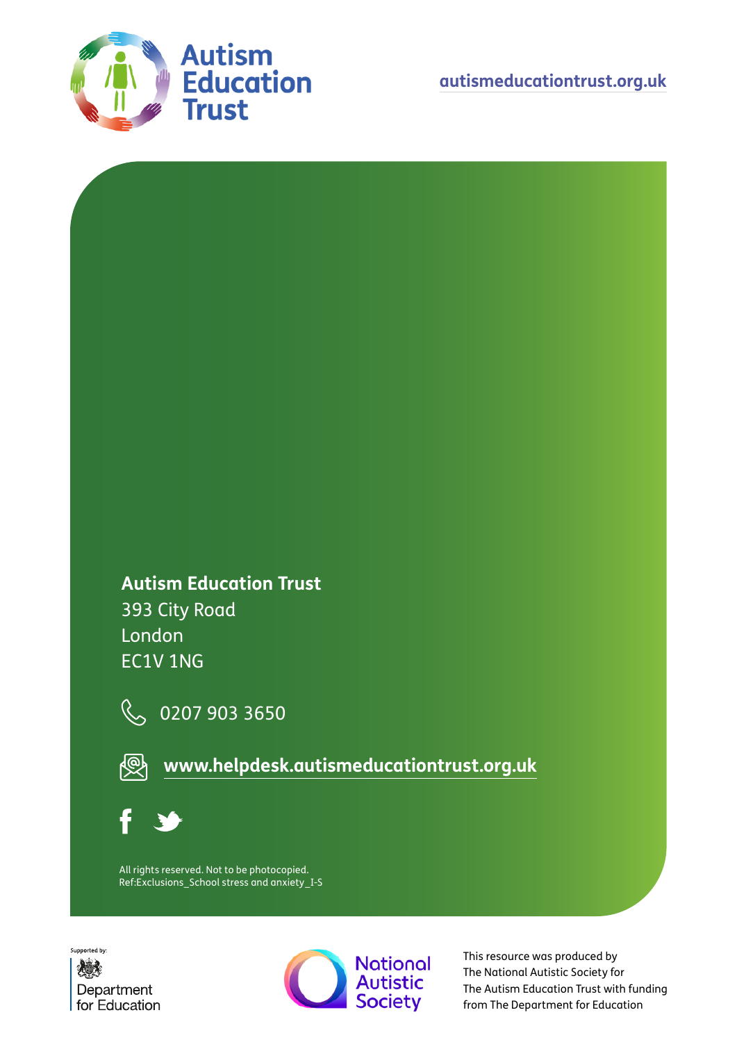Autism Education Trust

autismeducationtrust.org.uk

**Autism Education Trust**
393 City Road
London
EC1V 1NG

0207 903 3650

**www.helpdesk.autismeducationtrust.org.uk**

All rights reserved. Not to be photocopied.
Ref:Exclusions_School stress and anxiety_I-S

Supported by:
Department for Education

National Autistic Society

This resource was produced by The National Autistic Society for The Autism Education Trust with funding from The Department for Education